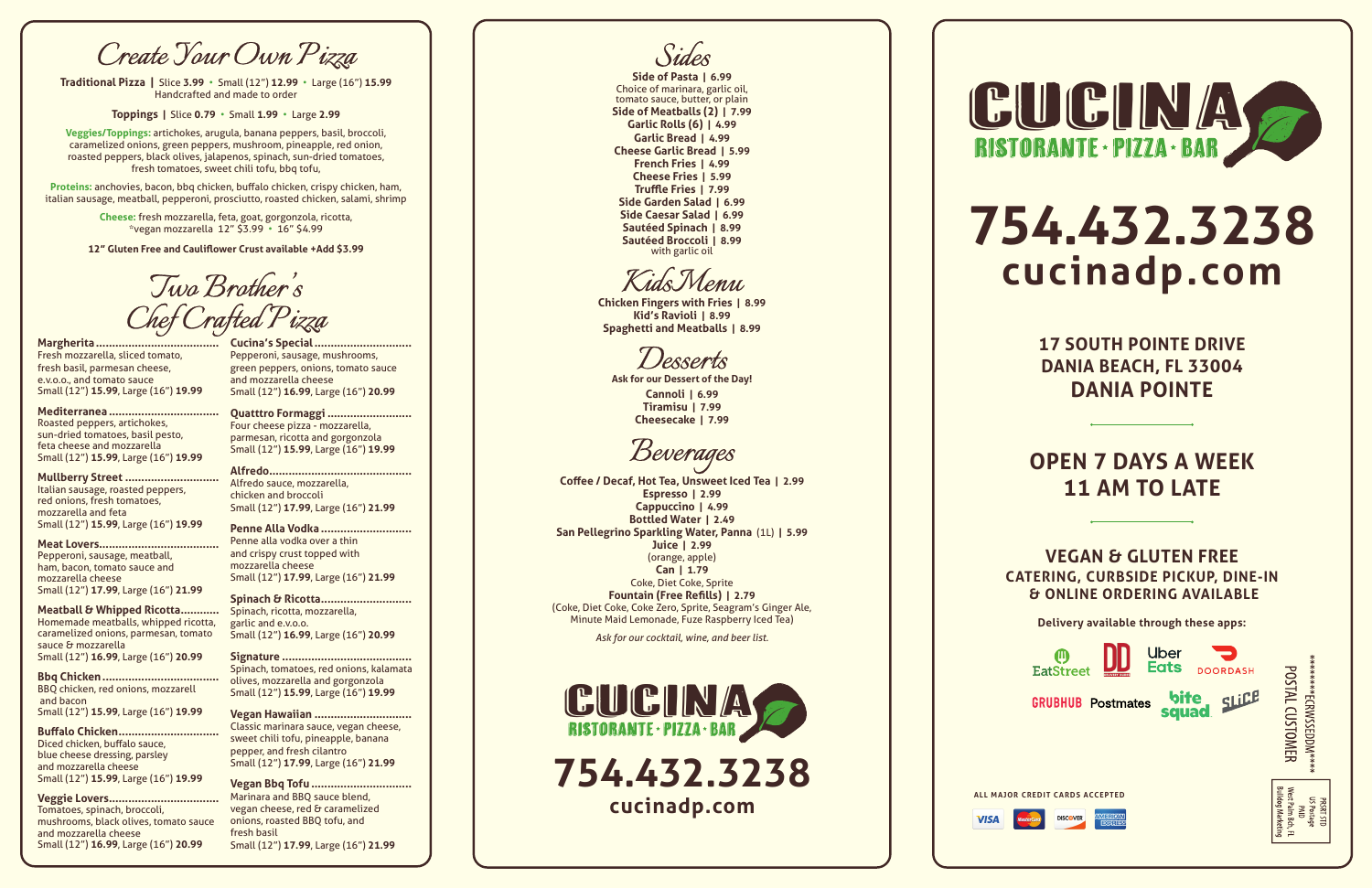# Create Your Own Pizza

**Traditional Pizza** | Slice **3.99** • Small (12") **12.99** • Large (16") **15.99**
Handcrafted and made to order

**Toppings** | Slice **0.79** • Small **1.99** • Large **2.99**

**Veggies/Toppings:** artichokes, arugula, banana peppers, basil, broccoli, caramelized onions, green peppers, mushroom, pineapple, red onion, roasted peppers, black olives, jalapenos, spinach, sun-dried tomatoes, fresh tomatoes, sweet chili tofu, bbq tofu,

**Proteins:** anchovies, bacon, bbq chicken, buffalo chicken, crispy chicken, ham, italian sausage, meatball, pepperoni, prosciutto, roasted chicken, salami, shrimp

**Cheese:** fresh mozzarella, feta, goat, gorgonzola, ricotta, *vegan mozzarella 12" $3.99 • 16" $4.99

**12" Gluten Free and Cauliflower Crust available +Add $3.99**

# Two Brother's Chef Crafted Pizza

**Margherita**
Fresh mozzarella, sliced tomato, fresh basil, parmesan cheese, e.v.o.o., and tomato sauce
Small (12") **15.99**, Large (16") **19.99**

**Mediterranea**
Roasted peppers, artichokes, sun-dried tomatoes, basil pesto, feta cheese and mozzarella
Small (12") **15.99**, Large (16") **19.99**

**Mullberry Street**
Italian sausage, roasted peppers, red onions, fresh tomatoes, mozzarella and feta
Small (12") **15.99**, Large (16") **19.99**

**Meat Lovers**
Pepperoni, sausage, meatball, ham, bacon, tomato sauce and mozzarella cheese
Small (12") **17.99**, Large (16") **21.99**

**Meatball & Whipped Ricotta**
Homemade meatballs, whipped ricotta, caramelized onions, parmesan, tomato sauce & mozzarella
Small (12") **16.99**, Large (16") **20.99**

**Bbq Chicken**
BBQ chicken, red onions, mozzarell and bacon
Small (12") **15.99**, Large (16") **19.99**

**Buffalo Chicken**
Diced chicken, buffalo sauce, blue cheese dressing, parsley and mozzarella cheese
Small (12") **15.99**, Large (16") **19.99**

**Veggie Lovers**
Tomatoes, spinach, broccoli, mushrooms, black olives, tomato sauce and mozzarella cheese
Small (12") **16.99**, Large (16") **20.99**

**Cucina's Special**
Pepperoni, sausage, mushrooms, green peppers, onions, tomato sauce and mozzarella cheese
Small (12") **16.99**, Large (16") **20.99**

**Quatttro Formaggi**
Four cheese pizza - mozzarella, parmesan, ricotta and gorgonzola
Small (12") **15.99**, Large (16") **19.99**

**Alfredo**
Alfredo sauce, mozzarella, chicken and broccoli
Small (12") **17.99**, Large (16") **21.99**

**Penne Alla Vodka**
Penne alla vodka over a thin and crispy crust topped with mozzarella cheese
Small (12") **17.99**, Large (16") **21.99**

**Spinach & Ricotta**
Spinach, ricotta, mozzarella, garlic and e.v.o.o.
Small (12") **16.99**, Large (16") **20.99**

**Signature**
Spinach, tomatoes, red onions, kalamata olives, mozzarella and gorgonzola
Small (12") **15.99**, Large (16") **19.99**

**Vegan Hawaiian**
Classic marinara sauce, vegan cheese, sweet chili tofu, pineapple, banana pepper, and fresh cilantro
Small (12") **17.99**, Large (16") **21.99**

**Vegan Bbq Tofu**
Marinara and BBQ sauce blend, vegan cheese, red & caramelized onions, roasted BBQ tofu, and fresh basil
Small (12") **17.99**, Large (16") **21.99**

# Sides

**Side of Pasta | 6.99**
Choice of marinara, garlic oil, tomato sauce, butter, or plain
**Side of Meatballs (2) | 7.99**
**Garlic Rolls (6) | 4.99**
**Garlic Bread | 4.99**
**Cheese Garlic Bread | 5.99**
**French Fries | 4.99**
**Cheese Fries | 5.99**
**Truffle Fries | 7.99**
**Side Garden Salad | 6.99**
**Side Caesar Salad | 6.99**
**Sautéed Spinach | 8.99**
**Sautéed Broccoli | 8.99**
with garlic oil

# Kids Menu

**Chicken Fingers with Fries | 8.99**
**Kid's Ravioli | 8.99**
**Spaghetti and Meatballs | 8.99**

# Desserts

**Ask for our Dessert of the Day!**
**Cannoli | 6.99**
**Tiramisu | 7.99**
**Cheesecake | 7.99**

# Beverages

**Coffee / Decaf, Hot Tea, Unsweet Iced Tea | 2.99**
**Espresso | 2.99**
**Cappuccino | 4.99**
**Bottled Water | 2.49**
**San Pellegrino Sparkling Water, Panna** (1L) **| 5.99**
**Juice | 2.99**
(orange, apple)
**Can | 1.79**
Coke, Diet Coke, Sprite
**Fountain (Free Refills) | 2.79**
(Coke, Diet Coke, Coke Zero, Sprite, Seagram's Ginger Ale, Minute Maid Lemonade, Fuze Raspberry Iced Tea)

*Ask for our cocktail, wine, and beer list.*

**CUCINA**
RISTORANTE • PIZZA • BAR

**754.432.3238**
**cucinadp.com**

**CUCINA**
RISTORANTE • PIZZA • BAR

# 754.432.3238
## cucinadp.com

**17 SOUTH POINTE DRIVE**
**DANIA BEACH, FL 33004**
**DANIA POINTE**

**OPEN 7 DAYS A WEEK**
**11 AM TO LATE**

**VEGAN & GLUTEN FREE**
**CATERING, CURBSIDE PICKUP, DINE-IN & ONLINE ORDERING AVAILABLE**

**Delivery available through these apps:**

EatStreet, DD, Uber Eats, DOORDASH, GRUBHUB, Postmates, bite squad, Slice

**ALL MAJOR CREDIT CARDS ACCEPTED**

VISA, MasterCard, DISCOVER, AMERICAN EXPRESS

********ECRWSSEDDM****
POSTAL CUSTOMER

PRSRT STD
US Postage
PAID
West Palm Bch, FL
Bulldog Marketing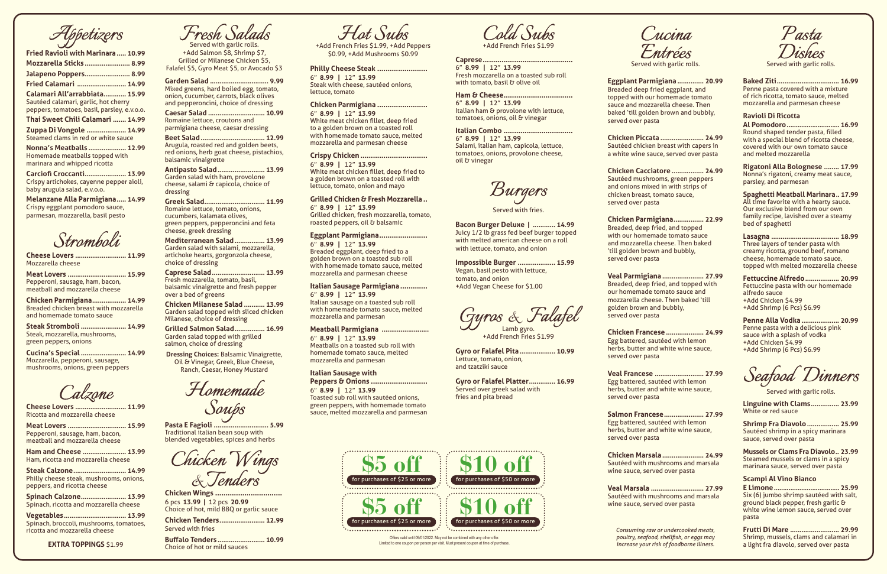## Appetizers

**Fried Ravioli with Marinara** ..... 10.99

**Mozzarella Sticks** ........................ 8.99

**Jalapeno Poppers** ........................ 8.99

**Fried Calamari** .......................... 14.99

**Calamari All'arrabbiata** ............ 15.99
Sautéed calamari, garlic, hot cherry peppers, tomatoes, basil, parsley, e.v.o.o.

**Thai Sweet Chili Calamari** ....... 14.99

**Zuppa Di Vongole** ..................... 14.99
Steamed clams in red or white sauce

**Nonna's Meatballs** .................... 12.99
Homemade meatballs topped with marinara and whipped ricotta

**Carciofi Croccanti** ...................... 13.99
Crispy artichokes, cayenne pepper aioli, baby arugula salad, e.v.o.o.

**Melanzane Alla Parmigiana** ..... 14.99
Crispy eggplant pomodoro sauce, parmesan, mozzarella, basil pesto

## Stromboli

**Cheese Lovers** ........................... 11.99
Mozzarella cheese

**Meat Lovers** ............................... 15.99
Pepperoni, sausage, ham, bacon, meatball and mozzarella cheese

**Chicken Parmigiana** .................. 14.99
Breaded chicken breast with mozzarella and homemade tomato sauce

**Steak Stromboli** ........................ 14.99
Steak, mozzarella, mushrooms, green peppers, onions

**Cucina's Special** ........................ 14.99
Mozzarella, pepperoni, sausage, mushrooms, onions, green peppers

## Calzone

**Cheese Lovers** ........................... 11.99
Ricotta and mozzarella cheese

**Meat Lovers** ............................... 15.99
Pepperoni, sausage, ham, bacon, meatball and mozzarella cheese

**Ham and Cheese** ....................... 13.99
Ham, ricotta and mozzarella cheese

**Steak Calzone** ............................ 14.99
Philly cheese steak, mushrooms, onions, peppers, and ricotta cheese

**Spinach Calzone** ........................ 13.99
Spinach, ricotta and mozzarella cheese

**Vegetables** ................................. 13.99
Spinach, broccoli, mushrooms, tomatoes, ricotta and mozzarella cheese

**EXTRA TOPPINGS** $1.99

## Fresh Salads

Served with garlic rolls.
+Add Salmon $8, Shrimp $7, Grilled or Milanese Chicken $5, Falafel $5, Gyro Meat $5, or Avocado $3

**Garden Salad** ............................... 9.99
Mixed greens, hard boiled egg, tomato, onion, cucumber, carrots, black olives and pepperoncini, choice of dressing

**Caesar Salad** .............................. 10.99
Romaine lettuce, croutons and parmigiana cheese, caesar dressing

**Beet Salad** .................................. 12.99
Arugula, roasted red and golden beets, red onions, herb goat cheese, pistachios, balsamic vinaigrette

**Antipasto Salad** ......................... 13.99
Garden salad with ham, provolone cheese, salami & capicola, choice of dressing

**Greek Salad** ................................ 11.99
Romaine lettuce, tomato, onions, cucumbers, kalamata olives, green peppers, pepperoncini and feta cheese, greek dressing

**Mediterranean Salad** ................ 13.99
Garden salad with salami, mozzarella, artichoke hearts, gorgonzola cheese, choice of dressing

**Caprese Salad** ............................ 13.99
Fresh mozzarella, tomato, basil, balsamic vinaigrette and fresh pepper over a bed of greens

**Chicken Milanese Salad** ........... 13.99
Garden salad topped with sliced chicken Milanese, choice of dressing

**Grilled Salmon Salad** ................ 16.99
Garden salad topped with grilled salmon, choice of dressing

**Dressing Choices:** Balsamic Vinaigrette, Oil & Vinegar, Greek, Blue Cheese, Ranch, Caesar, Honey Mustard

## Homemade Soups

**Pasta E Fagioli** ............................. 5.99
Traditional italian bean soup with blended vegetables, spices and herbs

## Chicken Wings & Tenders

**Chicken Wings** ................................
6 pcs **13.99** | 12 pcs **20.99**
Choice of hot, mild BBQ or garlic sauce

**Chicken Tenders** ........................ 12.99
Served with fries

**Buffalo Tenders** ......................... 10.99
Choice of hot or mild sauces

## Hot Subs

+Add French Fries $1.99, +Add Peppers $0.99, +Add Mushrooms $0.99

**Philly Cheese Steak** ........................
6" **8.99** | 12" **13.99**
Steak with cheese, sautéed onions, lettuce, tomato

**Chicken Parmigiana** ........................
6" **8.99** | 12" **13.99**
White meat chicken fillet, deep fried to a golden brown on a toasted roll with homemade tomato sauce, melted mozzarella and parmesan cheese

**Crispy Chicken** ................................
6" **8.99** | 12" **13.99**
White meat chicken fillet, deep fried to a golden brown on a toasted roll with lettuce, tomato, onion and mayo

**Grilled Chicken & Fresh Mozzarella** ..
6" **8.99** | 12" **13.99**
Grilled chicken, fresh mozzarella, tomato, roasted peppers, oil & balsamic

**Eggplant Parmigiana** .......................
6" **8.99** | 12" **13.99**
Breaded eggplant, deep fried to a golden brown on a toasted sub roll with homemade tomato sauce, melted mozzarella and parmesan cheese

**Italian Sausage Parmigiana** .............
6" **8.99** | 12" **13.99**
Italian sausage on a toasted sub roll with homemade tomato sauce, melted mozzarella and parmesan

**Meatball Parmigiana** ........................
6" **8.99** | 12" **13.99**
Meatballs on a toasted sub roll with homemade tomato sauce, melted mozzarella and parmesan

**Italian Sausage with Peppers & Onions** ...........................
6" **8.99** | 12" **13.99**
Toasted sub roll with sautéed onions, green peppers, with homemade tomato sauce, melted mozzarella and parmesan

## Cold Subs

+Add French Fries $1.99

**Caprese** ...........................................
6" **8.99** | 12" **13.99**
Fresh mozzarella on a toasted sub roll with tomato, basil & olive oil

**Ham & Cheese** .................................
6" **8.99** | 12" **13.99**
Italian ham & provolone with lettuce, tomatoes, onions, oil & vinegar

**Italian Combo** .................................
6" **8.99** | 12" **13.99**
Salami, italian ham, capicola, lettuce, tomatoes, onions, provolone cheese, oil & vinegar

## Burgers

Served with fries.

**Bacon Burger Deluxe** | ............ 14.99
Juicy 1/2 lb grass fed beef burger topped with melted american cheese on a roll with lettuce, tomato, and onion

**Impossible Burger** .................... 15.99
Vegan, basil pesto with lettuce, tomato, and onion
+Add Vegan Cheese for $1.00

## Gyros & Falafel

Lamb gyro.
+Add French Fries $1.99

**Gyro or Falafel Pita** ................... 10.99
Lettuce, tomato, onion, and tzatziki sauce

**Gyro or Falafel Platter** .............. 16.99
Served over greek salad with fries and pita bread

**$5 off** for purchases of $25 or more

**$10 off** for purchases of $50 or more

**$5 off** for purchases of $25 or more

**$10 off** for purchases of $50 or more

Offers valid until 09/01/2022. May not be combined with any other offer. Limited to one coupon per person per visit. Must present coupon at time of purchase.

## Cucina Entrées

Served with garlic rolls.

**Eggplant Parmigiana** .............. 20.99
Breaded deep fried eggplant, and topped with our homemade tomato sauce and mozzarella cheese. Then baked 'till golden brown and bubbly, served over pasta

**Chicken Piccata** ....................... 24.99
Sautéed chicken breast with capers in a white wine sauce, served over pasta

**Chicken Cacciatore** ................. 24.99
Sautéed mushrooms, green peppers and onions mixed in with strips of chicken breast, tomato sauce, served over pasta

**Chicken Parmigiana** ................ 22.99
Breaded, deep fried, and topped with our homemade tomato sauce and mozzarella cheese. Then baked 'till golden brown and bubbly, served over pasta

**Veal Parmigiana** ...................... 27.99
Breaded, deep fried, and topped with our homemade tomato sauce and mozzarella cheese. Then baked 'till golden brown and bubbly, served over pasta

**Chicken Francese** .................... 24.99
Egg battered, sautéed with lemon herbs, butter and white wine sauce, served over pasta

**Veal Francese** .......................... 27.99
Egg battered, sautéed with lemon herbs, butter and white wine sauce, served over pasta

**Salmon Francese** ..................... 27.99
Egg battered, sautéed with lemon herbs, butter and white wine sauce, served over pasta

**Chicken Marsala** ...................... 24.99
Sautéed with mushrooms and marsala wine sauce, served over pasta

**Veal Marsala** ............................ 27.99
Sautéed with mushrooms and marsala wine sauce, served over pasta

*Consuming raw or undercooked meats, poultry, seafood, shellfish, or eggs may increase your risk of foodborne illness.*

## Pasta Dishes

Served with garlic rolls.

**Baked Ziti** ................................. 16.99
Penne pasta covered with a mixture of rich ricotta, tomato sauce, melted mozzarella and parmesan cheese

**Ravioli Di Ricotta Al Pomodoro** ............................ 16.99
Round shaped tender pasta, filled with a special blend of ricotta cheese, covered with our own tomato sauce and melted mozzarella

**Rigatoni Alla Bolognese** ........ 17.99
Nonna's rigatoni, creamy meat sauce, parsley, and parmesan

**Spaghetti Meatball Marinara** .. 17.99
All time favorite with a hearty sauce. Our exclusive blend from our own family recipe, lavished over a steamy bed of spaghetti

**Lasagna** .................................... 18.99
Three layers of tender pasta with creamy ricotta, ground beef, romano cheese, homemade tomato sauce, topped with melted mozzarella cheese

**Fettuccine Alfredo** .................. 20.99
Fettuccine pasta with our homemade alfredo sauce
+Add Chicken $4.99
+Add Shrimp (6 Pcs) $6.99

**Penne Alla Vodka** .................... 20.99
Penne pasta with a delicious pink sauce with a splash of vodka
+Add Chicken $4.99
+Add Shrimp (6 Pcs) $6.99

## Seafood Dinners

Served with garlic rolls.

**Linguine with Clams** ............... 23.99
White or red sauce

**Shrimp Fra Diavolo** ................. 25.99
Sautéed shrimp in a spicy marinara sauce, served over pasta

**Mussels or Clams Fra Diavolo** .. 23.99
Steamed mussels or clams in a spicy marinara sauce, served over pasta

**Scampi Al Vino Bianco E Limone** .................................. 25.99
Six (6) jumbo shrimp sautéed with salt, ground black pepper, fresh garlic & white wine lemon sauce, served over pasta

**Frutti Di Mare** .......................... 29.99
Shrimp, mussels, clams and calamari in a light fra diavolo, served over pasta